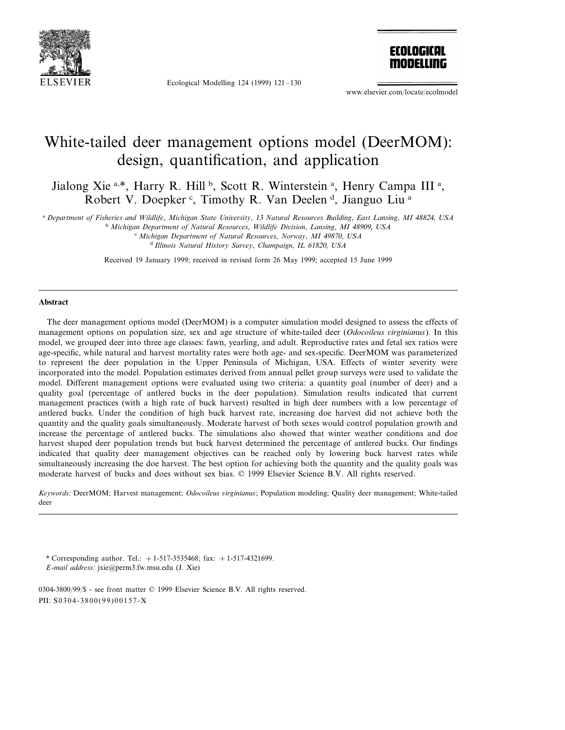# White-tailed deer management options model (DeerMOM): design, quantification, and application

Jialong Xie [a,*], Harry R. Hill [b], Scott R. Winterstein [a], Henry Campa III [a], Robert V. Doepker [c], Timothy R. Van Deelen [d], Jianguo Liu [a]

[a] *Department of Fisheries and Wildlife, Michigan State University, 13 Natural Resources Building, East Lansing, MI 48824, USA*
[b] *Michigan Department of Natural Resources, Wildlife Division, Lansing, MI 48909, USA*
[c] *Michigan Department of Natural Resources, Norway, MI 49870, USA*
[d] *Illinois Natural History Survey, Champaign, IL 61820, USA*

Received 19 January 1999; received in revised form 26 May 1999; accepted 15 June 1999

## Abstract

The deer management options model (DeerMOM) is a computer simulation model designed to assess the effects of management options on population size, sex and age structure of white-tailed deer (*Odocoileus virginianus*). In this model, we grouped deer into three age classes: fawn, yearling, and adult. Reproductive rates and fetal sex ratios were age-specific, while natural and harvest mortality rates were both age- and sex-specific. DeerMOM was parameterized to represent the deer population in the Upper Peninsula of Michigan, USA. Effects of winter severity were incorporated into the model. Population estimates derived from annual pellet group surveys were used to validate the model. Different management options were evaluated using two criteria: a quantity goal (number of deer) and a quality goal (percentage of antlered bucks in the deer population). Simulation results indicated that current management practices (with a high rate of buck harvest) resulted in high deer numbers with a low percentage of antlered bucks. Under the condition of high buck harvest rate, increasing doe harvest did not achieve both the quantity and the quality goals simultaneously. Moderate harvest of both sexes would control population growth and increase the percentage of antlered bucks. The simulations also showed that winter weather conditions and doe harvest shaped deer population trends but buck harvest determined the percentage of antlered bucks. Our findings indicated that quality deer management objectives can be reached only by lowering buck harvest rates while simultaneously increasing the doe harvest. The best option for achieving both the quantity and the quality goals was moderate harvest of bucks and does without sex bias. © 1999 Elsevier Science B.V. All rights reserved.

*Keywords:* DeerMOM; Harvest management; *Odocoileus virginianus*; Population modeling; Quality deer management; White-tailed deer

---

\* Corresponding author. Tel.: +1-517-3535468; fax: +1-517-4321699.
*E-mail address:* jxie@perm3.fw.msu.edu (J. Xie)

0304-3800/99/$ - see front matter © 1999 Elsevier Science B.V. All rights reserved.
PII: S0304-3800(99)00157-X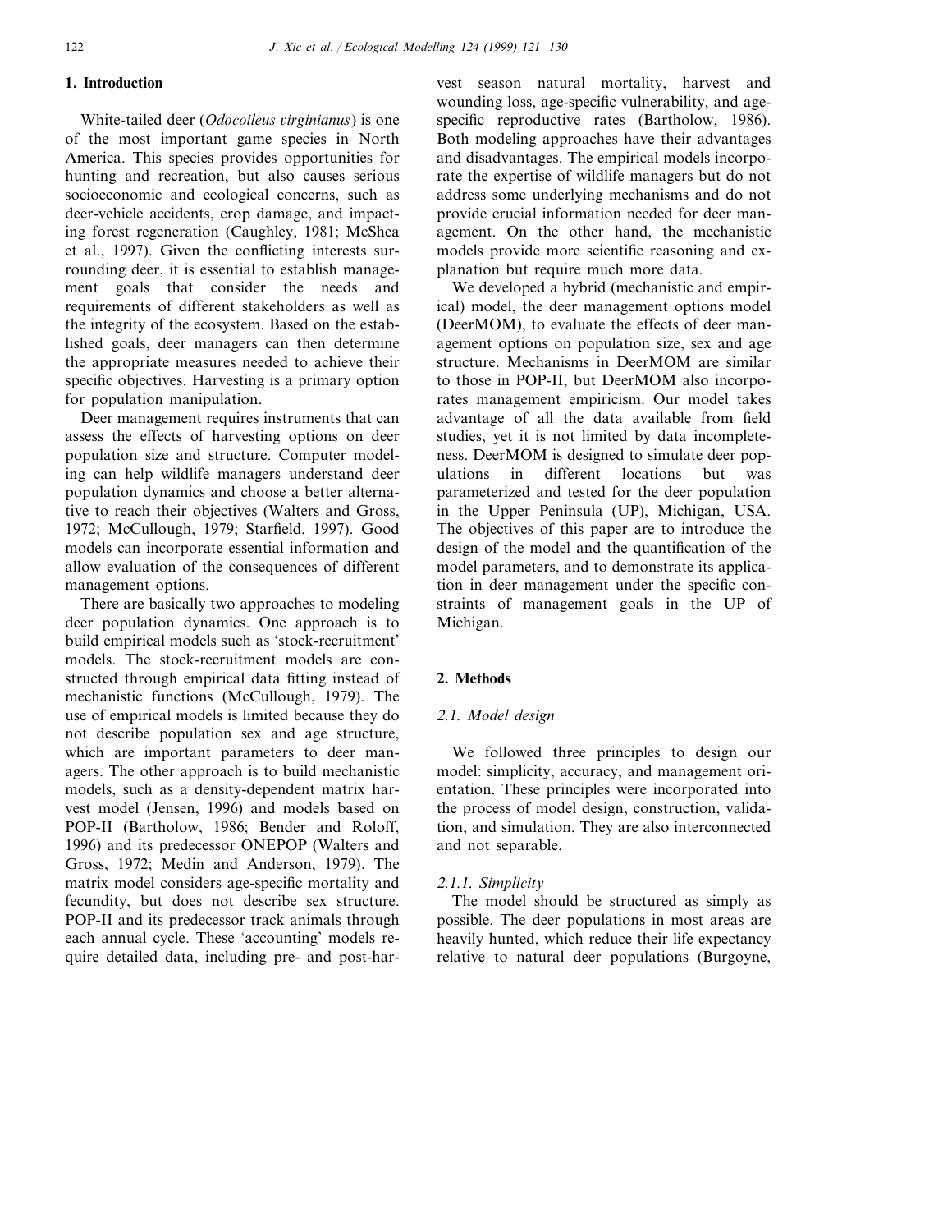## 1. Introduction

White-tailed deer (*Odocoileus virginianus*) is one of the most important game species in North America. This species provides opportunities for hunting and recreation, but also causes serious socioeconomic and ecological concerns, such as deer-vehicle accidents, crop damage, and impacting forest regeneration (Caughley, 1981; McShea et al., 1997). Given the conflicting interests surrounding deer, it is essential to establish management goals that consider the needs and requirements of different stakeholders as well as the integrity of the ecosystem. Based on the established goals, deer managers can then determine the appropriate measures needed to achieve their specific objectives. Harvesting is a primary option for population manipulation.

Deer management requires instruments that can assess the effects of harvesting options on deer population size and structure. Computer modeling can help wildlife managers understand deer population dynamics and choose a better alternative to reach their objectives (Walters and Gross, 1972; McCullough, 1979; Starfield, 1997). Good models can incorporate essential information and allow evaluation of the consequences of different management options.

There are basically two approaches to modeling deer population dynamics. One approach is to build empirical models such as 'stock-recruitment' models. The stock-recruitment models are constructed through empirical data fitting instead of mechanistic functions (McCullough, 1979). The use of empirical models is limited because they do not describe population sex and age structure, which are important parameters to deer managers. The other approach is to build mechanistic models, such as a density-dependent matrix harvest model (Jensen, 1996) and models based on POP-II (Bartholow, 1986; Bender and Roloff, 1996) and its predecessor ONEPOP (Walters and Gross, 1972; Medin and Anderson, 1979). The matrix model considers age-specific mortality and fecundity, but does not describe sex structure. POP-II and its predecessor track animals through each annual cycle. These 'accounting' models require detailed data, including pre- and post-harvest season natural mortality, harvest and wounding loss, age-specific vulnerability, and age-specific reproductive rates (Bartholow, 1986). Both modeling approaches have their advantages and disadvantages. The empirical models incorporate the expertise of wildlife managers but do not address some underlying mechanisms and do not provide crucial information needed for deer management. On the other hand, the mechanistic models provide more scientific reasoning and explanation but require much more data.

We developed a hybrid (mechanistic and empirical) model, the deer management options model (DeerMOM), to evaluate the effects of deer management options on population size, sex and age structure. Mechanisms in DeerMOM are similar to those in POP-II, but DeerMOM also incorporates management empiricism. Our model takes advantage of all the data available from field studies, yet it is not limited by data incompleteness. DeerMOM is designed to simulate deer populations in different locations but was parameterized and tested for the deer population in the Upper Peninsula (UP), Michigan, USA. The objectives of this paper are to introduce the design of the model and the quantification of the model parameters, and to demonstrate its application in deer management under the specific constraints of management goals in the UP of Michigan.

## 2. Methods

### 2.1. Model design

We followed three principles to design our model: simplicity, accuracy, and management orientation. These principles were incorporated into the process of model design, construction, validation, and simulation. They are also interconnected and not separable.

#### 2.1.1. Simplicity

The model should be structured as simply as possible. The deer populations in most areas are heavily hunted, which reduce their life expectancy relative to natural deer populations (Burgoyne,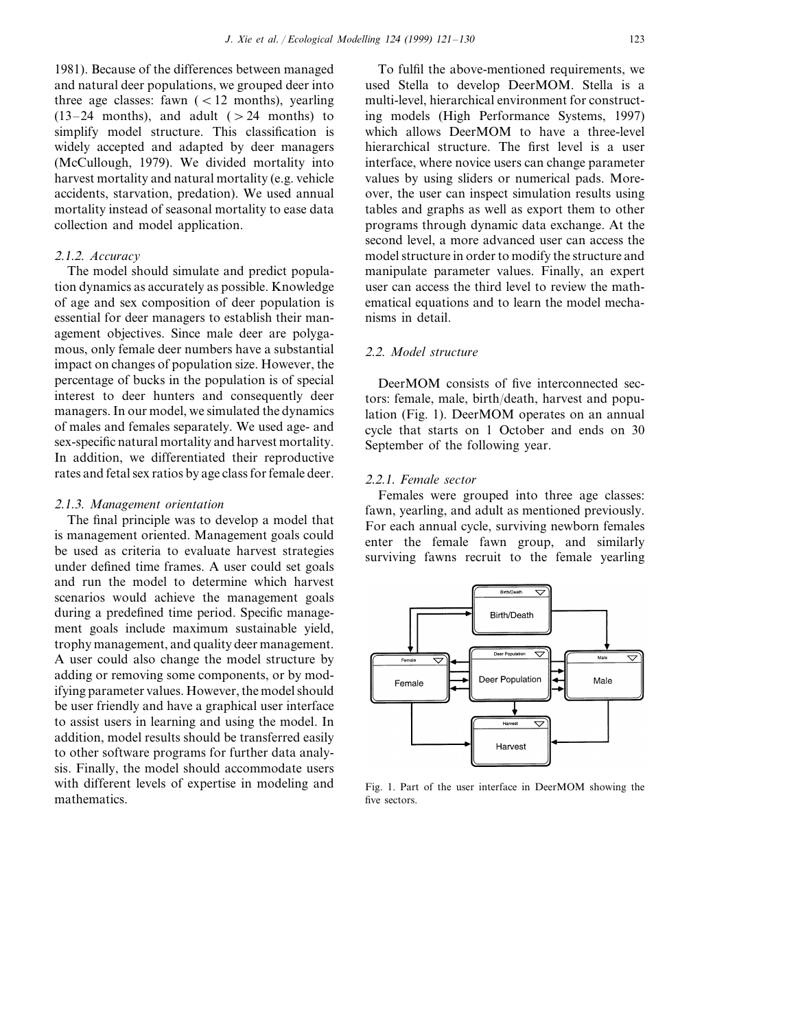1981). Because of the differences between managed and natural deer populations, we grouped deer into three age classes: fawn ($<12$ months), yearling (13–24 months), and adult ($>24$ months) to simplify model structure. This classification is widely accepted and adapted by deer managers (McCullough, 1979). We divided mortality into harvest mortality and natural mortality (e.g. vehicle accidents, starvation, predation). We used annual mortality instead of seasonal mortality to ease data collection and model application.

#### *2.1.2. Accuracy*

The model should simulate and predict population dynamics as accurately as possible. Knowledge of age and sex composition of deer population is essential for deer managers to establish their management objectives. Since male deer are polygamous, only female deer numbers have a substantial impact on changes of population size. However, the percentage of bucks in the population is of special interest to deer hunters and consequently deer managers. In our model, we simulated the dynamics of males and females separately. We used age- and sex-specific natural mortality and harvest mortality. In addition, we differentiated their reproductive rates and fetal sex ratios by age class for female deer.

#### *2.1.3. Management orientation*

The final principle was to develop a model that is management oriented. Management goals could be used as criteria to evaluate harvest strategies under defined time frames. A user could set goals and run the model to determine which harvest scenarios would achieve the management goals during a predefined time period. Specific management goals include maximum sustainable yield, trophy management, and quality deer management. A user could also change the model structure by adding or removing some components, or by modifying parameter values. However, the model should be user friendly and have a graphical user interface to assist users in learning and using the model. In addition, model results should be transferred easily to other software programs for further data analysis. Finally, the model should accommodate users with different levels of expertise in modeling and mathematics.

To fulfil the above-mentioned requirements, we used Stella to develop DeerMOM. Stella is a multi-level, hierarchical environment for constructing models (High Performance Systems, 1997) which allows DeerMOM to have a three-level hierarchical structure. The first level is a user interface, where novice users can change parameter values by using sliders or numerical pads. Moreover, the user can inspect simulation results using tables and graphs as well as export them to other programs through dynamic data exchange. At the second level, a more advanced user can access the model structure in order to modify the structure and manipulate parameter values. Finally, an expert user can access the third level to review the mathematical equations and to learn the model mechanisms in detail.

### *2.2. Model structure*

DeerMOM consists of five interconnected sectors: female, male, birth/death, harvest and population (Fig. 1). DeerMOM operates on an annual cycle that starts on 1 October and ends on 30 September of the following year.

#### *2.2.1. Female sector*

Females were grouped into three age classes: fawn, yearling, and adult as mentioned previously. For each annual cycle, surviving newborn females enter the female fawn group, and similarly surviving fawns recruit to the female yearling

Birth/Death
Female
Deer Population
Male
Harvest

Fig. 1. Part of the user interface in DeerMOM showing the five sectors.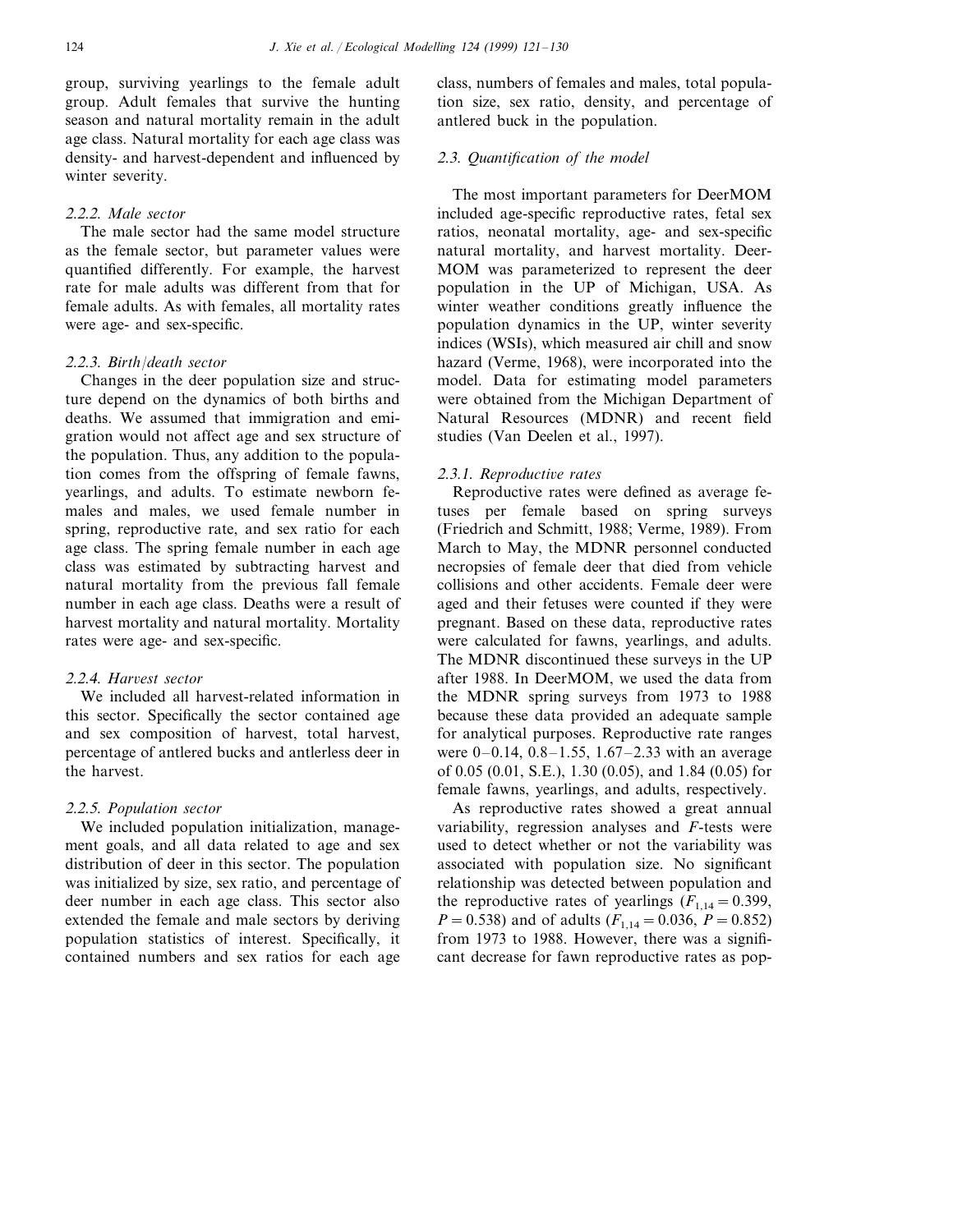group, surviving yearlings to the female adult group. Adult females that survive the hunting season and natural mortality remain in the adult age class. Natural mortality for each age class was density- and harvest-dependent and influenced by winter severity.

#### 2.2.2. Male sector

The male sector had the same model structure as the female sector, but parameter values were quantified differently. For example, the harvest rate for male adults was different from that for female adults. As with females, all mortality rates were age- and sex-specific.

#### 2.2.3. Birth/death sector

Changes in the deer population size and structure depend on the dynamics of both births and deaths. We assumed that immigration and emigration would not affect age and sex structure of the population. Thus, any addition to the population comes from the offspring of female fawns, yearlings, and adults. To estimate newborn females and males, we used female number in spring, reproductive rate, and sex ratio for each age class. The spring female number in each age class was estimated by subtracting harvest and natural mortality from the previous fall female number in each age class. Deaths were a result of harvest mortality and natural mortality. Mortality rates were age- and sex-specific.

#### 2.2.4. Harvest sector

We included all harvest-related information in this sector. Specifically the sector contained age and sex composition of harvest, total harvest, percentage of antlered bucks and antlerless deer in the harvest.

#### 2.2.5. Population sector

We included population initialization, management goals, and all data related to age and sex distribution of deer in this sector. The population was initialized by size, sex ratio, and percentage of deer number in each age class. This sector also extended the female and male sectors by deriving population statistics of interest. Specifically, it contained numbers and sex ratios for each age class, numbers of females and males, total population size, sex ratio, density, and percentage of antlered buck in the population.

### 2.3. Quantification of the model

The most important parameters for DeerMOM included age-specific reproductive rates, fetal sex ratios, neonatal mortality, age- and sex-specific natural mortality, and harvest mortality. DeerMOM was parameterized to represent the deer population in the UP of Michigan, USA. As winter weather conditions greatly influence the population dynamics in the UP, winter severity indices (WSIs), which measured air chill and snow hazard (Verme, 1968), were incorporated into the model. Data for estimating model parameters were obtained from the Michigan Department of Natural Resources (MDNR) and recent field studies (Van Deelen et al., 1997).

#### 2.3.1. Reproductive rates

Reproductive rates were defined as average fetuses per female based on spring surveys (Friedrich and Schmitt, 1988; Verme, 1989). From March to May, the MDNR personnel conducted necropsies of female deer that died from vehicle collisions and other accidents. Female deer were aged and their fetuses were counted if they were pregnant. Based on these data, reproductive rates were calculated for fawns, yearlings, and adults. The MDNR discontinued these surveys in the UP after 1988. In DeerMOM, we used the data from the MDNR spring surveys from 1973 to 1988 because these data provided an adequate sample for analytical purposes. Reproductive rate ranges were 0–0.14, 0.8–1.55, 1.67–2.33 with an average of 0.05 (0.01, S.E.), 1.30 (0.05), and 1.84 (0.05) for female fawns, yearlings, and adults, respectively.

As reproductive rates showed a great annual variability, regression analyses and $F$-tests were used to detect whether or not the variability was associated with population size. No significant relationship was detected between population and the reproductive rates of yearlings ($F_{1,14} = 0.399$, $P = 0.538$) and of adults ($F_{1,14} = 0.036$, $P = 0.852$) from 1973 to 1988. However, there was a significant decrease for fawn reproductive rates as pop-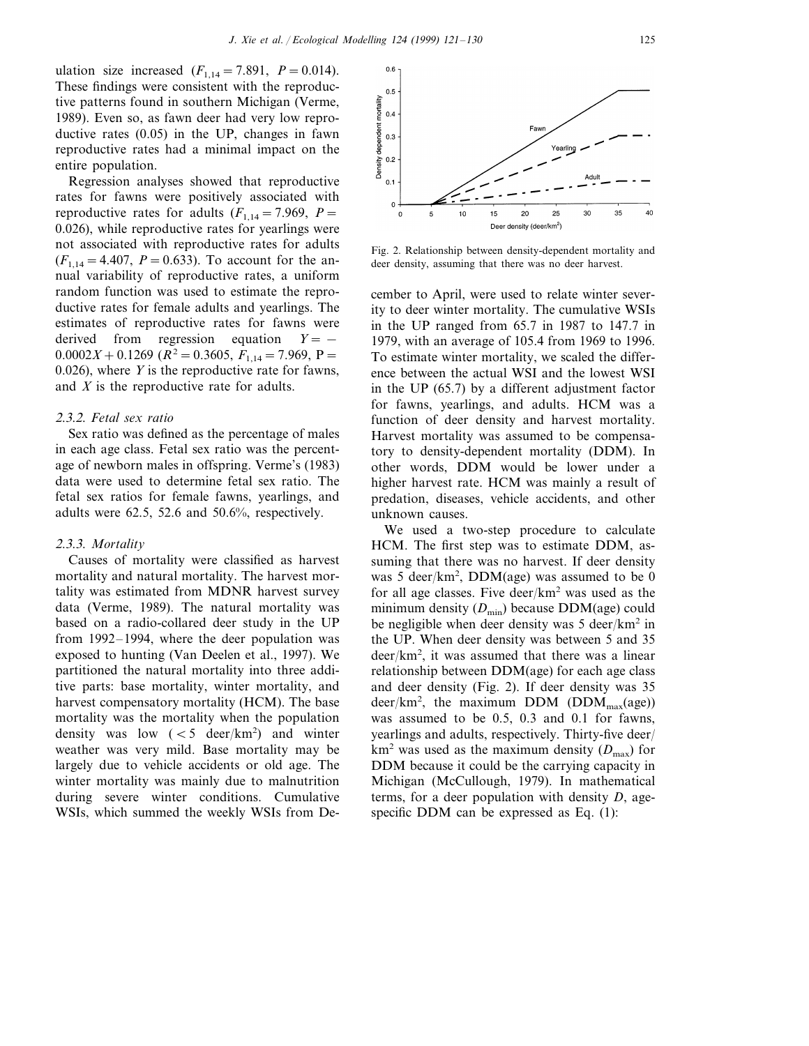ulation size increased ($F_{1,14} = 7.891$, $P = 0.014$). These findings were consistent with the reproductive patterns found in southern Michigan (Verme, 1989). Even so, as fawn deer had very low reproductive rates (0.05) in the UP, changes in fawn reproductive rates had a minimal impact on the entire population.

Regression analyses showed that reproductive rates for fawns were positively associated with reproductive rates for adults ($F_{1,14} = 7.969$, $P = 0.026$), while reproductive rates for yearlings were not associated with reproductive rates for adults ($F_{1,14} = 4.407$, $P = 0.633$). To account for the annual variability of reproductive rates, a uniform random function was used to estimate the reproductive rates for female adults and yearlings. The estimates of reproductive rates for fawns were derived from regression equation $Y = -0.0002X + 0.1269$ ($R^2 = 0.3605$, $F_{1,14} = 7.969$, $P = 0.026$), where $Y$ is the reproductive rate for fawns, and $X$ is the reproductive rate for adults.

### 2.3.2. Fetal sex ratio

Sex ratio was defined as the percentage of males in each age class. Fetal sex ratio was the percentage of newborn males in offspring. Verme's (1983) data were used to determine fetal sex ratio. The fetal sex ratios for female fawns, yearlings, and adults were 62.5, 52.6 and 50.6%, respectively.

### 2.3.3. Mortality

Causes of mortality were classified as harvest mortality and natural mortality. The harvest mortality was estimated from MDNR harvest survey data (Verme, 1989). The natural mortality was based on a radio-collared deer study in the UP from 1992–1994, where the deer population was exposed to hunting (Van Deelen et al., 1997). We partitioned the natural mortality into three additive parts: base mortality, winter mortality, and harvest compensatory mortality (HCM). The base mortality was the mortality when the population density was low ($< 5$ deer/km$^2$) and winter weather was very mild. Base mortality may be largely due to vehicle accidents or old age. The winter mortality was mainly due to malnutrition during severe winter conditions. Cumulative WSIs, which summed the weekly WSIs from December to April, were used to relate winter severity to deer winter mortality. The cumulative WSIs in the UP ranged from 65.7 in 1987 to 147.7 in 1979, with an average of 105.4 from 1969 to 1996. To estimate winter mortality, we scaled the difference between the actual WSI and the lowest WSI in the UP (65.7) by a different adjustment factor for fawns, yearlings, and adults. HCM was a function of deer density and harvest mortality. Harvest mortality was assumed to be compensatory to density-dependent mortality (DDM). In other words, DDM would be lower under a higher harvest rate. HCM was mainly a result of predation, diseases, vehicle accidents, and other unknown causes.

Fig. 2. Relationship between density-dependent mortality and deer density, assuming that there was no deer harvest.

We used a two-step procedure to calculate HCM. The first step was to estimate DDM, assuming that there was no harvest. If deer density was 5 deer/km$^2$, DDM(age) was assumed to be 0 for all age classes. Five deer/km$^2$ was used as the minimum density ($D_{min}$) because DDM(age) could be negligible when deer density was 5 deer/km$^2$ in the UP. When deer density was between 5 and 35 deer/km$^2$, it was assumed that there was a linear relationship between DDM(age) for each age class and deer density (Fig. 2). If deer density was 35 deer/km$^2$, the maximum DDM ($DDM_{max}$(age)) was assumed to be 0.5, 0.3 and 0.1 for fawns, yearlings and adults, respectively. Thirty-five deer/km$^2$ was used as the maximum density ($D_{max}$) for DDM because it could be the carrying capacity in Michigan (McCullough, 1979). In mathematical terms, for a deer population with density $D$, age-specific DDM can be expressed as Eq. (1):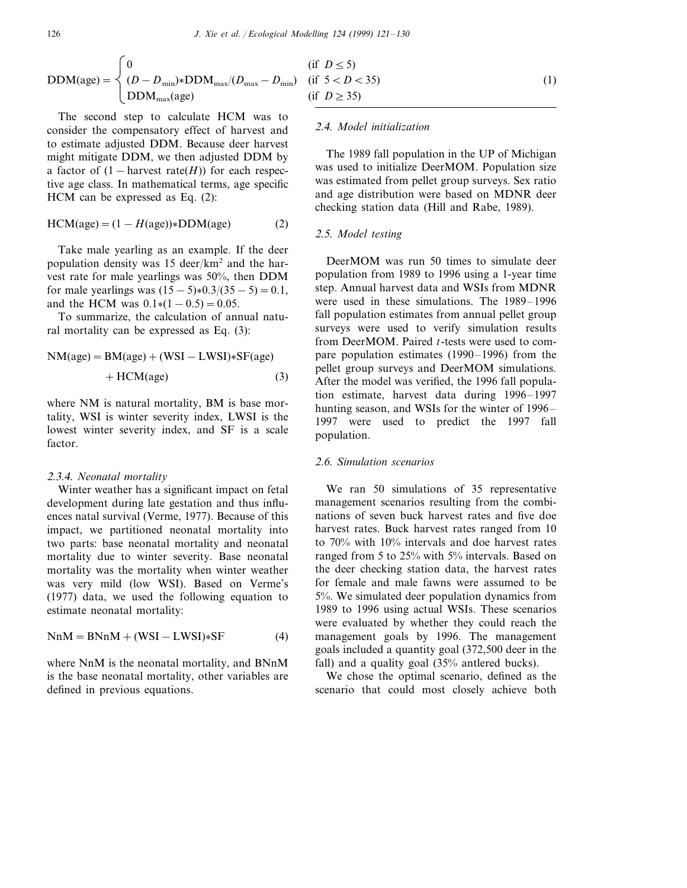$$\text{DDM(age)} = \begin{cases} 0 & (\text{if } D \leq 5) \\ (D - D_{\min}) * \text{DDM}_{\max} / (D_{\max} - D_{\min}) & (\text{if } 5 < D < 35) \\ \text{DDM}_{\max}(\text{age}) & (\text{if } D \geq 35) \end{cases} \tag{1}$$

The second step to calculate HCM was to consider the compensatory effect of harvest and to estimate adjusted DDM. Because deer harvest might mitigate DDM, we then adjusted DDM by a factor of $(1 - \text{harvest rate}(H))$ for each respective age class. In mathematical terms, age specific HCM can be expressed as Eq. (2):

$$\text{HCM(age)} = (1 - H(\text{age})) * \text{DDM(age)} \tag{2}$$

Take male yearling as an example. If the deer population density was 15 deer/km$^2$ and the harvest rate for male yearlings was 50%, then DDM for male yearlings was $(15 - 5)*0.3/(35 - 5) = 0.1$, and the HCM was $0.1*(1 - 0.5) = 0.05$.

To summarize, the calculation of annual natural mortality can be expressed as Eq. (3):

$$\text{NM(age)} = \text{BM(age)} + (\text{WSI} - \text{LWSI}) * \text{SF(age)} + \text{HCM(age)} \tag{3}$$

where NM is natural mortality, BM is base mortality, WSI is winter severity index, LWSI is the lowest winter severity index, and SF is a scale factor.

#### 2.3.4. Neonatal mortality

Winter weather has a significant impact on fetal development during late gestation and thus influences natal survival (Verme, 1977). Because of this impact, we partitioned neonatal mortality into two parts: base neonatal mortality and neonatal mortality due to winter severity. Base neonatal mortality was the mortality when winter weather was very mild (low WSI). Based on Verme's (1977) data, we used the following equation to estimate neonatal mortality:

$$\text{NnM} = \text{BNnM} + (\text{WSI} - \text{LWSI}) * \text{SF} \tag{4}$$

where NnM is the neonatal mortality, and BNnM is the base neonatal mortality, other variables are defined in previous equations.

### 2.4. Model initialization

The 1989 fall population in the UP of Michigan was used to initialize DeerMOM. Population size was estimated from pellet group surveys. Sex ratio and age distribution were based on MDNR deer checking station data (Hill and Rabe, 1989).

### 2.5. Model testing

DeerMOM was run 50 times to simulate deer population from 1989 to 1996 using a 1-year time step. Annual harvest data and WSIs from MDNR were used in these simulations. The 1989–1996 fall population estimates from annual pellet group surveys were used to verify simulation results from DeerMOM. Paired $t$-tests were used to compare population estimates (1990–1996) from the pellet group surveys and DeerMOM simulations. After the model was verified, the 1996 fall population estimate, harvest data during 1996–1997 hunting season, and WSIs for the winter of 1996–1997 were used to predict the 1997 fall population.

### 2.6. Simulation scenarios

We ran 50 simulations of 35 representative management scenarios resulting from the combinations of seven buck harvest rates and five doe harvest rates. Buck harvest rates ranged from 10 to 70% with 10% intervals and doe harvest rates ranged from 5 to 25% with 5% intervals. Based on the deer checking station data, the harvest rates for female and male fawns were assumed to be 5%. We simulated deer population dynamics from 1989 to 1996 using actual WSIs. These scenarios were evaluated by whether they could reach the management goals by 1996. The management goals included a quantity goal (372,500 deer in the fall) and a quality goal (35% antlered bucks).

We chose the optimal scenario, defined as the scenario that could most closely achieve both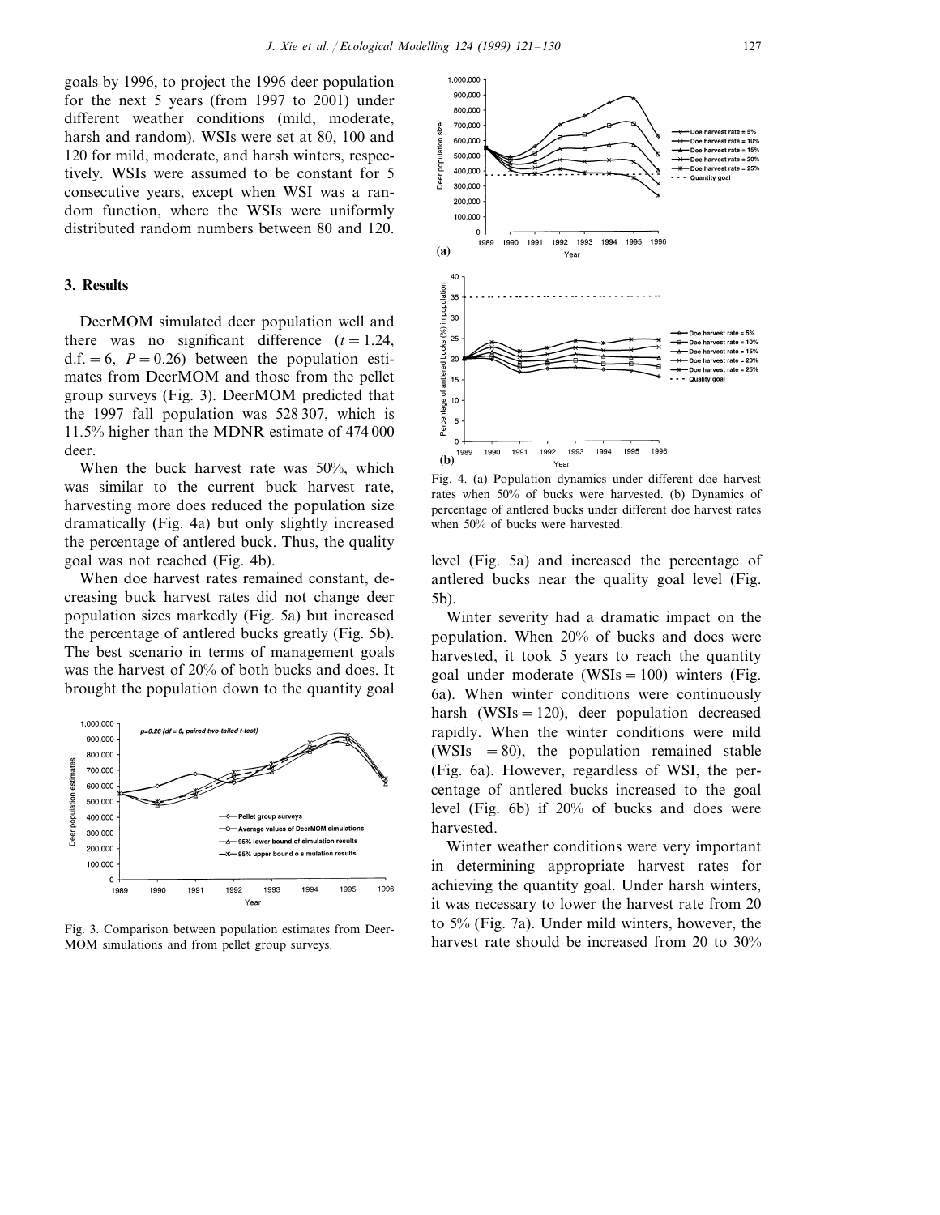goals by 1996, to project the 1996 deer population for the next 5 years (from 1997 to 2001) under different weather conditions (mild, moderate, harsh and random). WSIs were set at 80, 100 and 120 for mild, moderate, and harsh winters, respectively. WSIs were assumed to be constant for 5 consecutive years, except when WSI was a random function, where the WSIs were uniformly distributed random numbers between 80 and 120.

## 3. Results

DeerMOM simulated deer population well and there was no significant difference ($t = 1.24$, d.f. $= 6$, $P = 0.26$) between the population estimates from DeerMOM and those from the pellet group surveys (Fig. 3). DeerMOM predicted that the 1997 fall population was 528 307, which is 11.5% higher than the MDNR estimate of 474 000 deer.

When the buck harvest rate was 50%, which was similar to the current buck harvest rate, harvesting more does reduced the population size dramatically (Fig. 4a) but only slightly increased the percentage of antlered buck. Thus, the quality goal was not reached (Fig. 4b).

When doe harvest rates remained constant, decreasing buck harvest rates did not change deer population sizes markedly (Fig. 5a) but increased the percentage of antlered bucks greatly (Fig. 5b). The best scenario in terms of management goals was the harvest of 20% of both bucks and does. It brought the population down to the quantity goal level (Fig. 5a) and increased the percentage of antlered bucks near the quality goal level (Fig. 5b).

Fig. 3. Comparison between population estimates from DeerMOM simulations and from pellet group surveys.

Fig. 4. (a) Population dynamics under different doe harvest rates when 50% of bucks were harvested. (b) Dynamics of percentage of antlered bucks under different doe harvest rates when 50% of bucks were harvested.

Winter severity had a dramatic impact on the population. When 20% of bucks and does were harvested, it took 5 years to reach the quantity goal under moderate (WSIs = 100) winters (Fig. 6a). When winter conditions were continuously harsh (WSIs = 120), deer population decreased rapidly. When the winter conditions were mild (WSIs = 80), the population remained stable (Fig. 6a). However, regardless of WSI, the percentage of antlered bucks increased to the goal level (Fig. 6b) if 20% of bucks and does were harvested.

Winter weather conditions were very important in determining appropriate harvest rates for achieving the quantity goal. Under harsh winters, it was necessary to lower the harvest rate from 20 to 5% (Fig. 7a). Under mild winters, however, the harvest rate should be increased from 20 to 30%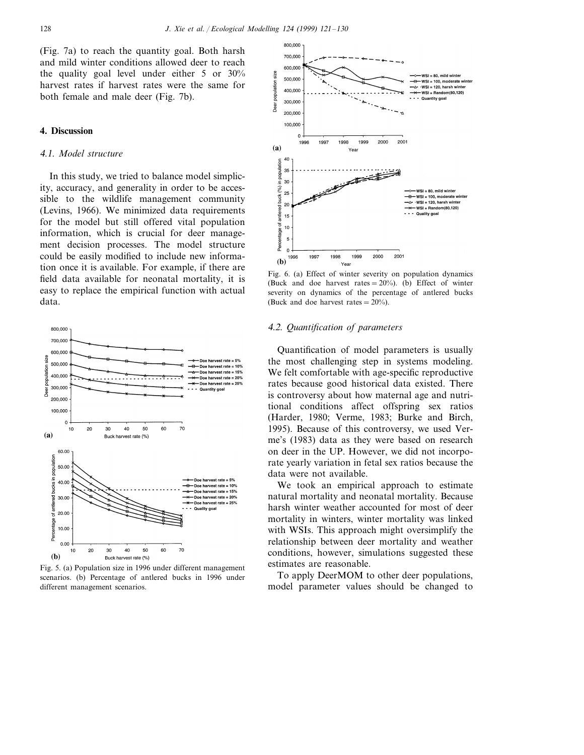(Fig. 7a) to reach the quantity goal. Both harsh and mild winter conditions allowed deer to reach the quality goal level under either 5 or 30% harvest rates if harvest rates were the same for both female and male deer (Fig. 7b).

## 4. Discussion

### 4.1. Model structure

In this study, we tried to balance model simplicity, accuracy, and generality in order to be accessible to the wildlife management community (Levins, 1966). We minimized data requirements for the model but still offered vital population information, which is crucial for deer management decision processes. The model structure could be easily modified to include new information once it is available. For example, if there are field data available for neonatal mortality, it is easy to replace the empirical function with actual data.

Fig. 5. (a) Population size in 1996 under different management scenarios. (b) Percentage of antlered bucks in 1996 under different management scenarios.

Fig. 6. (a) Effect of winter severity on population dynamics (Buck and doe harvest rates = 20%). (b) Effect of winter severity on dynamics of the percentage of antlered bucks (Buck and doe harvest rates = 20%).

### 4.2. Quantification of parameters

Quantification of model parameters is usually the most challenging step in systems modeling. We felt comfortable with age-specific reproductive rates because good historical data existed. There is controversy about how maternal age and nutritional conditions affect offspring sex ratios (Harder, 1980; Verme, 1983; Burke and Birch, 1995). Because of this controversy, we used Verme's (1983) data as they were based on research on deer in the UP. However, we did not incorporate yearly variation in fetal sex ratios because the data were not available.

We took an empirical approach to estimate natural mortality and neonatal mortality. Because harsh winter weather accounted for most of deer mortality in winters, winter mortality was linked with WSIs. This approach might oversimplify the relationship between deer mortality and weather conditions, however, simulations suggested these estimates are reasonable.

To apply DeerMOM to other deer populations, model parameter values should be changed to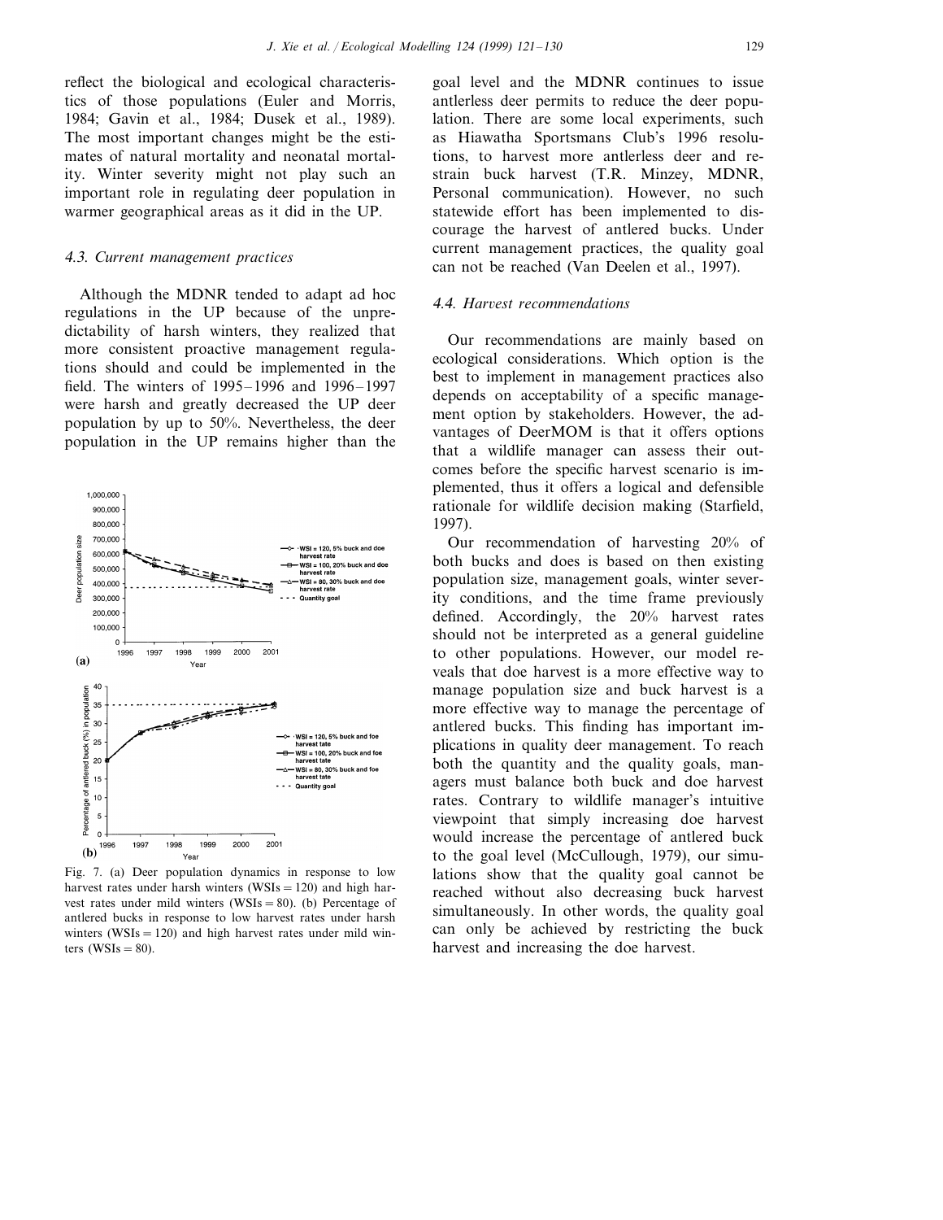reflect the biological and ecological characteristics of those populations (Euler and Morris, 1984; Gavin et al., 1984; Dusek et al., 1989). The most important changes might be the estimates of natural mortality and neonatal mortality. Winter severity might not play such an important role in regulating deer population in warmer geographical areas as it did in the UP.

### 4.3. Current management practices

Although the MDNR tended to adapt ad hoc regulations in the UP because of the unpredictability of harsh winters, they realized that more consistent proactive management regulations should and could be implemented in the field. The winters of 1995–1996 and 1996–1997 were harsh and greatly decreased the UP deer population by up to 50%. Nevertheless, the deer population in the UP remains higher than the goal level and the MDNR continues to issue antlerless deer permits to reduce the deer population. There are some local experiments, such as Hiawatha Sportsmans Club's 1996 resolutions, to harvest more antlerless deer and restrain buck harvest (T.R. Minzey, MDNR, Personal communication). However, no such statewide effort has been implemented to discourage the harvest of antlered bucks. Under current management practices, the quality goal can not be reached (Van Deelen et al., 1997).

Fig. 7. (a) Deer population dynamics in response to low harvest rates under harsh winters (WSIs = 120) and high harvest rates under mild winters (WSIs = 80). (b) Percentage of antlered bucks in response to low harvest rates under harsh winters (WSIs = 120) and high harvest rates under mild winters (WSIs = 80).

### 4.4. Harvest recommendations

Our recommendations are mainly based on ecological considerations. Which option is the best to implement in management practices also depends on acceptability of a specific management option by stakeholders. However, the advantages of DeerMOM is that it offers options that a wildlife manager can assess their outcomes before the specific harvest scenario is implemented, thus it offers a logical and defensible rationale for wildlife decision making (Starfield, 1997).

Our recommendation of harvesting 20% of both bucks and does is based on then existing population size, management goals, winter severity conditions, and the time frame previously defined. Accordingly, the 20% harvest rates should not be interpreted as a general guideline to other populations. However, our model reveals that doe harvest is a more effective way to manage population size and buck harvest is a more effective way to manage the percentage of antlered bucks. This finding has important implications in quality deer management. To reach both the quantity and the quality goals, managers must balance both buck and doe harvest rates. Contrary to wildlife manager's intuitive viewpoint that simply increasing doe harvest would increase the percentage of antlered buck to the goal level (McCullough, 1979), our simulations show that the quality goal cannot be reached without also decreasing buck harvest simultaneously. In other words, the quality goal can only be achieved by restricting the buck harvest and increasing the doe harvest.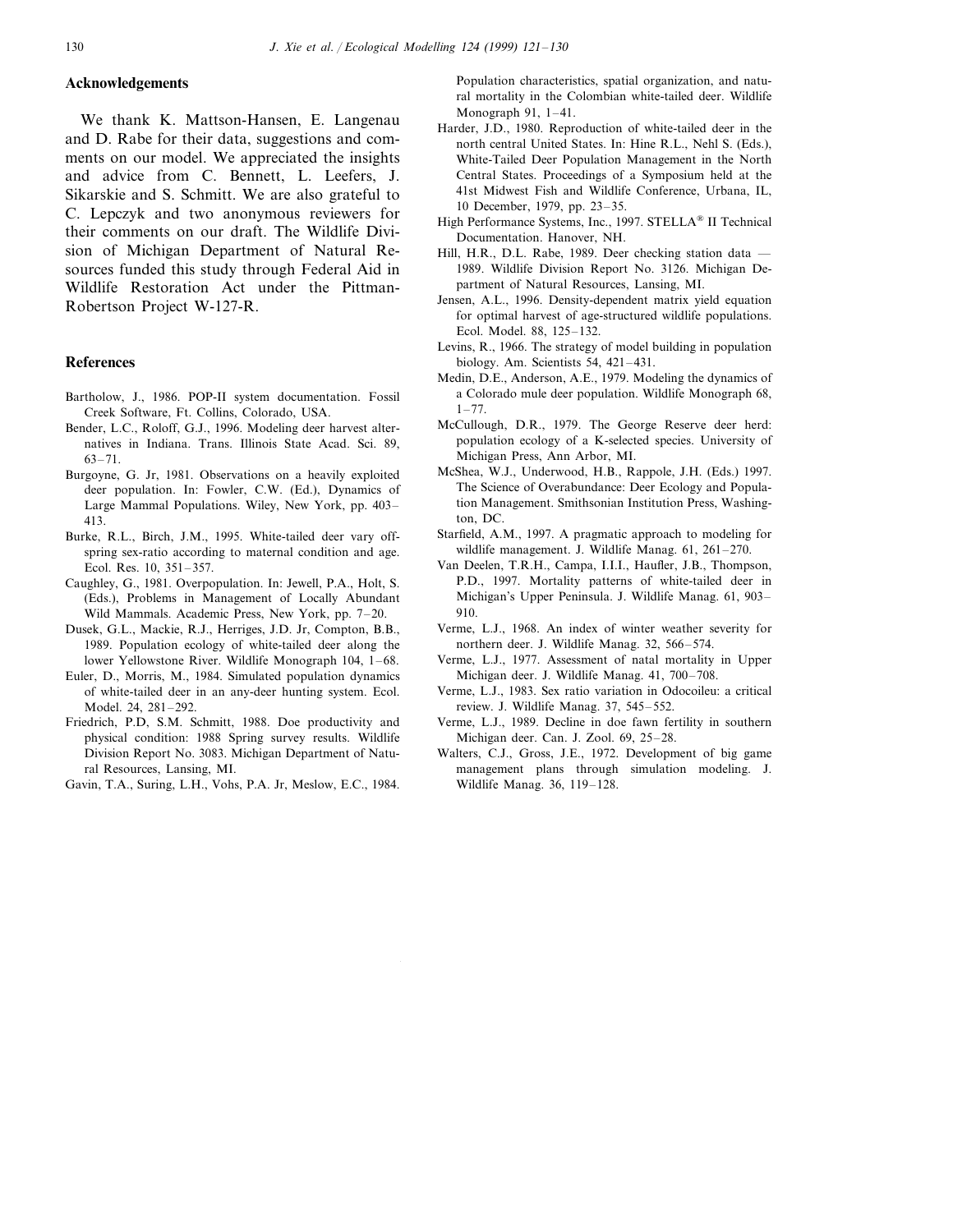## Acknowledgements

We thank K. Mattson-Hansen, E. Langenau and D. Rabe for their data, suggestions and comments on our model. We appreciated the insights and advice from C. Bennett, L. Leefers, J. Sikarskie and S. Schmitt. We are also grateful to C. Lepczyk and two anonymous reviewers for their comments on our draft. The Wildlife Division of Michigan Department of Natural Resources funded this study through Federal Aid in Wildlife Restoration Act under the Pittman-Robertson Project W-127-R.

## References

Bartholow, J., 1986. POP-II system documentation. Fossil Creek Software, Ft. Collins, Colorado, USA.

Bender, L.C., Roloff, G.J., 1996. Modeling deer harvest alternatives in Indiana. Trans. Illinois State Acad. Sci. 89, 63–71.

Burgoyne, G. Jr, 1981. Observations on a heavily exploited deer population. In: Fowler, C.W. (Ed.), Dynamics of Large Mammal Populations. Wiley, New York, pp. 403–413.

Burke, R.L., Birch, J.M., 1995. White-tailed deer vary offspring sex-ratio according to maternal condition and age. Ecol. Res. 10, 351–357.

Caughley, G., 1981. Overpopulation. In: Jewell, P.A., Holt, S. (Eds.), Problems in Management of Locally Abundant Wild Mammals. Academic Press, New York, pp. 7–20.

Dusek, G.L., Mackie, R.J., Herriges, J.D. Jr, Compton, B.B., 1989. Population ecology of white-tailed deer along the lower Yellowstone River. Wildlife Monograph 104, 1–68.

Euler, D., Morris, M., 1984. Simulated population dynamics of white-tailed deer in an any-deer hunting system. Ecol. Model. 24, 281–292.

Friedrich, P.D, S.M. Schmitt, 1988. Doe productivity and physical condition: 1988 Spring survey results. Wildlife Division Report No. 3083. Michigan Department of Natural Resources, Lansing, MI.

Gavin, T.A., Suring, L.H., Vohs, P.A. Jr, Meslow, E.C., 1984. Population characteristics, spatial organization, and natural mortality in the Colombian white-tailed deer. Wildlife Monograph 91, 1–41.

Harder, J.D., 1980. Reproduction of white-tailed deer in the north central United States. In: Hine R.L., Nehl S. (Eds.), White-Tailed Deer Population Management in the North Central States. Proceedings of a Symposium held at the 41st Midwest Fish and Wildlife Conference, Urbana, IL, 10 December, 1979, pp. 23–35.

High Performance Systems, Inc., 1997. STELLA® II Technical Documentation. Hanover, NH.

Hill, H.R., D.L. Rabe, 1989. Deer checking station data — 1989. Wildlife Division Report No. 3126. Michigan Department of Natural Resources, Lansing, MI.

Jensen, A.L., 1996. Density-dependent matrix yield equation for optimal harvest of age-structured wildlife populations. Ecol. Model. 88, 125–132.

Levins, R., 1966. The strategy of model building in population biology. Am. Scientists 54, 421–431.

Medin, D.E., Anderson, A.E., 1979. Modeling the dynamics of a Colorado mule deer population. Wildlife Monograph 68, 1–77.

McCullough, D.R., 1979. The George Reserve deer herd: population ecology of a K-selected species. University of Michigan Press, Ann Arbor, MI.

McShea, W.J., Underwood, H.B., Rappole, J.H. (Eds.) 1997. The Science of Overabundance: Deer Ecology and Population Management. Smithsonian Institution Press, Washington, DC.

Starfield, A.M., 1997. A pragmatic approach to modeling for wildlife management. J. Wildlife Manag. 61, 261–270.

Van Deelen, T.R.H., Campa, I.I.I., Haufler, J.B., Thompson, P.D., 1997. Mortality patterns of white-tailed deer in Michigan's Upper Peninsula. J. Wildlife Manag. 61, 903–910.

Verme, L.J., 1968. An index of winter weather severity for northern deer. J. Wildlife Manag. 32, 566–574.

Verme, L.J., 1977. Assessment of natal mortality in Upper Michigan deer. J. Wildlife Manag. 41, 700–708.

Verme, L.J., 1983. Sex ratio variation in Odocoileu: a critical review. J. Wildlife Manag. 37, 545–552.

Verme, L.J., 1989. Decline in doe fawn fertility in southern Michigan deer. Can. J. Zool. 69, 25–28.

Walters, C.J., Gross, J.E., 1972. Development of big game management plans through simulation modeling. J. Wildlife Manag. 36, 119–128.